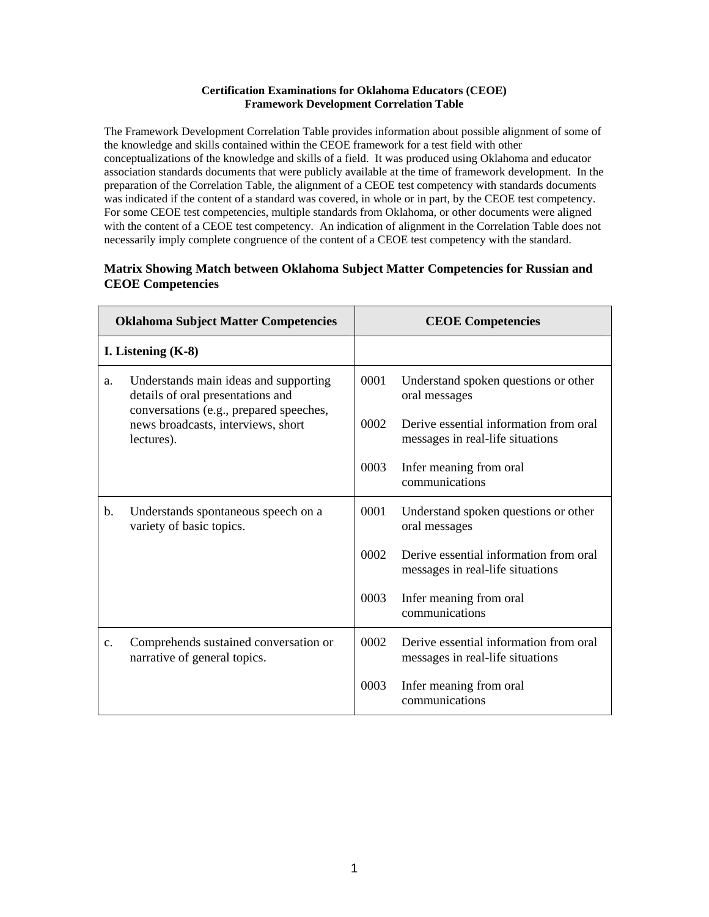**Certification Examinations for Oklahoma Educators (CEOE)**
**Framework Development Correlation Table**

The Framework Development Correlation Table provides information about possible alignment of some of the knowledge and skills contained within the CEOE framework for a test field with other conceptualizations of the knowledge and skills of a field. It was produced using Oklahoma and educator association standards documents that were publicly available at the time of framework development. In the preparation of the Correlation Table, the alignment of a CEOE test competency with standards documents was indicated if the content of a standard was covered, in whole or in part, by the CEOE test competency. For some CEOE test competencies, multiple standards from Oklahoma, or other documents were aligned with the content of a CEOE test competency. An indication of alignment in the Correlation Table does not necessarily imply complete congruence of the content of a CEOE test competency with the standard.

## Matrix Showing Match between Oklahoma Subject Matter Competencies for Russian and CEOE Competencies

| Oklahoma Subject Matter Competencies | CEOE Competencies |
|---|---|
| **I. Listening (K-8)** | |
| a. Understands main ideas and supporting details of oral presentations and conversations (e.g., prepared speeches, news broadcasts, interviews, short lectures). | 0001 Understand spoken questions or other oral messages<br>0002 Derive essential information from oral messages in real-life situations<br>0003 Infer meaning from oral communications |
| b. Understands spontaneous speech on a variety of basic topics. | 0001 Understand spoken questions or other oral messages<br>0002 Derive essential information from oral messages in real-life situations<br>0003 Infer meaning from oral communications |
| c. Comprehends sustained conversation or narrative of general topics. | 0002 Derive essential information from oral messages in real-life situations<br>0003 Infer meaning from oral communications |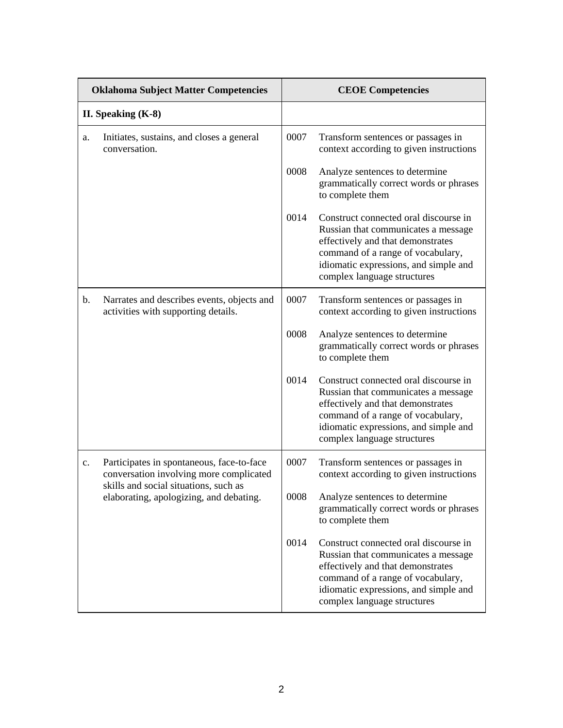| Oklahoma Subject Matter Competencies | CEOE Competencies |
|---|---|
| **II. Speaking (K-8)** | |
| a. Initiates, sustains, and closes a general conversation. | 0007 Transform sentences or passages in context according to given instructions<br><br>0008 Analyze sentences to determine grammatically correct words or phrases to complete them<br><br>0014 Construct connected oral discourse in Russian that communicates a message effectively and that demonstrates command of a range of vocabulary, idiomatic expressions, and simple and complex language structures |
| b. Narrates and describes events, objects and activities with supporting details. | 0007 Transform sentences or passages in context according to given instructions<br><br>0008 Analyze sentences to determine grammatically correct words or phrases to complete them<br><br>0014 Construct connected oral discourse in Russian that communicates a message effectively and that demonstrates command of a range of vocabulary, idiomatic expressions, and simple and complex language structures |
| c. Participates in spontaneous, face-to-face conversation involving more complicated skills and social situations, such as elaborating, apologizing, and debating. | 0007 Transform sentences or passages in context according to given instructions<br><br>0008 Analyze sentences to determine grammatically correct words or phrases to complete them<br><br>0014 Construct connected oral discourse in Russian that communicates a message effectively and that demonstrates command of a range of vocabulary, idiomatic expressions, and simple and complex language structures |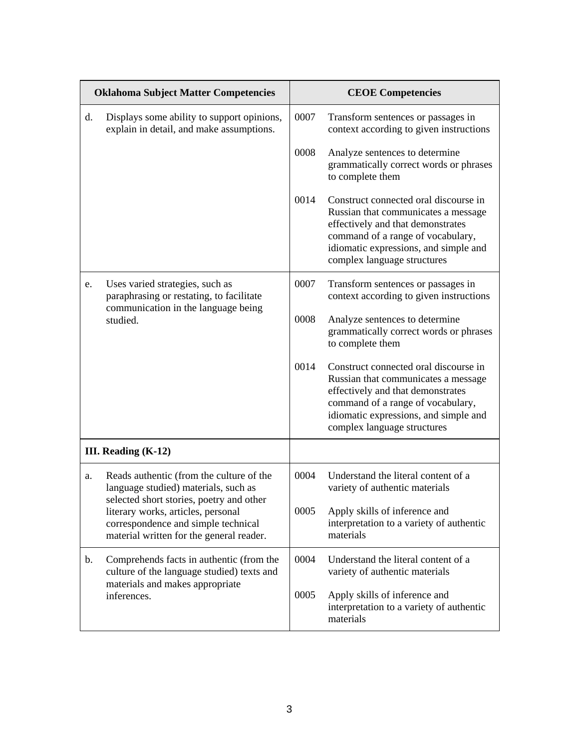| Oklahoma Subject Matter Competencies | CEOE Competencies |
|---|---|
| d. Displays some ability to support opinions, explain in detail, and make assumptions. | 0007 Transform sentences or passages in context according to given instructions<br><br>0008 Analyze sentences to determine grammatically correct words or phrases to complete them<br><br>0014 Construct connected oral discourse in Russian that communicates a message effectively and that demonstrates command of a range of vocabulary, idiomatic expressions, and simple and complex language structures |
| e. Uses varied strategies, such as paraphrasing or restating, to facilitate communication in the language being studied. | 0007 Transform sentences or passages in context according to given instructions<br><br>0008 Analyze sentences to determine grammatically correct words or phrases to complete them<br><br>0014 Construct connected oral discourse in Russian that communicates a message effectively and that demonstrates command of a range of vocabulary, idiomatic expressions, and simple and complex language structures |
| **III. Reading (K-12)** | |
| a. Reads authentic (from the culture of the language studied) materials, such as selected short stories, poetry and other literary works, articles, personal correspondence and simple technical material written for the general reader. | 0004 Understand the literal content of a variety of authentic materials<br><br>0005 Apply skills of inference and interpretation to a variety of authentic materials |
| b. Comprehends facts in authentic (from the culture of the language studied) texts and materials and makes appropriate inferences. | 0004 Understand the literal content of a variety of authentic materials<br><br>0005 Apply skills of inference and interpretation to a variety of authentic materials |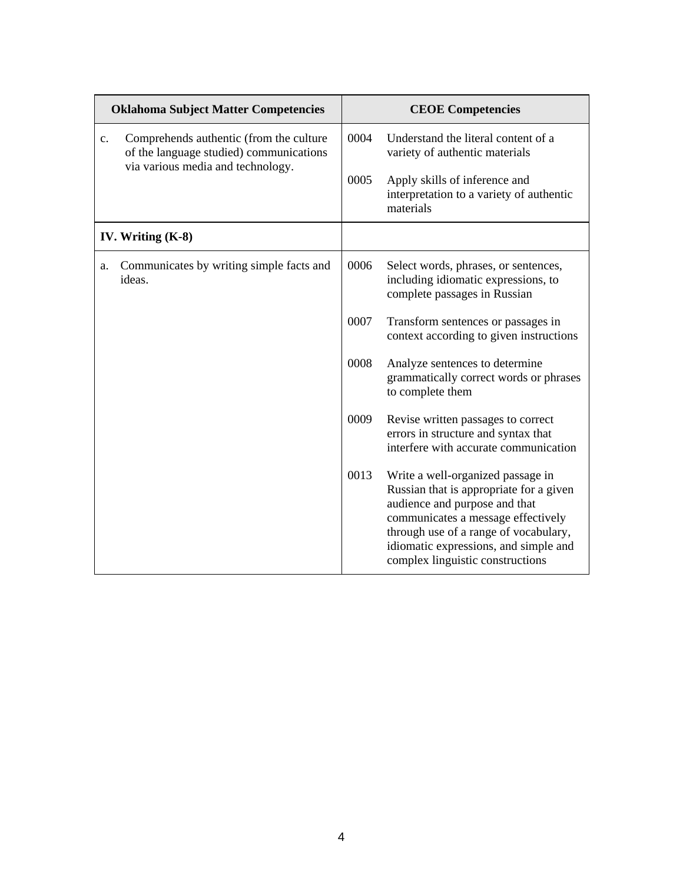| Oklahoma Subject Matter Competencies | CEOE Competencies |
|---|---|
| c. Comprehends authentic (from the culture of the language studied) communications via various media and technology. | 0004 Understand the literal content of a variety of authentic materials<br><br>0005 Apply skills of inference and interpretation to a variety of authentic materials |
| **IV. Writing (K-8)** | |
| a. Communicates by writing simple facts and ideas. | 0006 Select words, phrases, or sentences, including idiomatic expressions, to complete passages in Russian<br><br>0007 Transform sentences or passages in context according to given instructions<br><br>0008 Analyze sentences to determine grammatically correct words or phrases to complete them<br><br>0009 Revise written passages to correct errors in structure and syntax that interfere with accurate communication<br><br>0013 Write a well-organized passage in Russian that is appropriate for a given audience and purpose and that communicates a message effectively through use of a range of vocabulary, idiomatic expressions, and simple and complex linguistic constructions |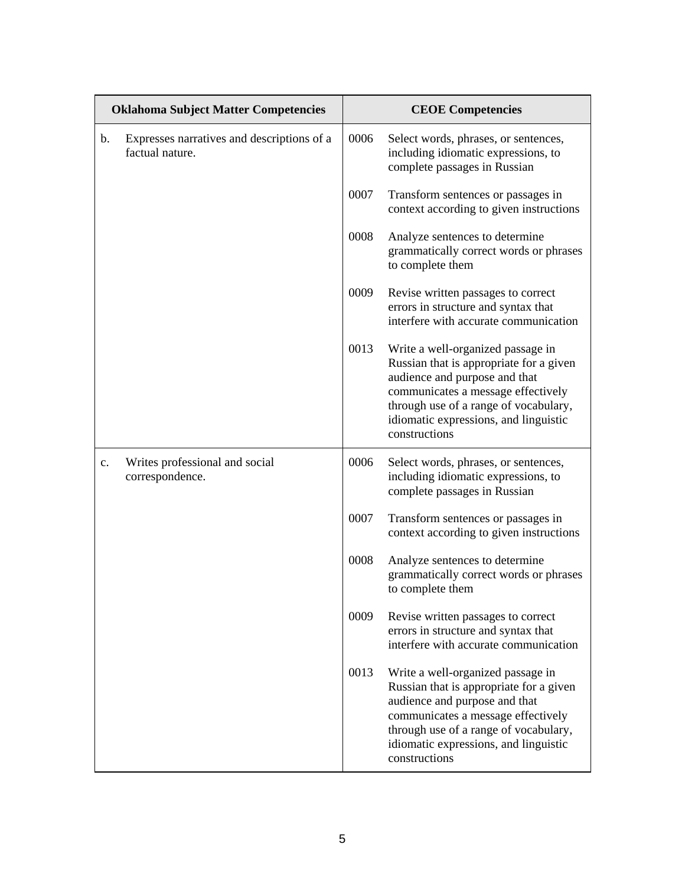| Oklahoma Subject Matter Competencies | CEOE Competencies |
|---|---|
| b. Expresses narratives and descriptions of a factual nature. | 0006 Select words, phrases, or sentences, including idiomatic expressions, to complete passages in Russian<br><br>0007 Transform sentences or passages in context according to given instructions<br><br>0008 Analyze sentences to determine grammatically correct words or phrases to complete them<br><br>0009 Revise written passages to correct errors in structure and syntax that interfere with accurate communication<br><br>0013 Write a well-organized passage in Russian that is appropriate for a given audience and purpose and that communicates a message effectively through use of a range of vocabulary, idiomatic expressions, and linguistic constructions |
| c. Writes professional and social correspondence. | 0006 Select words, phrases, or sentences, including idiomatic expressions, to complete passages in Russian<br><br>0007 Transform sentences or passages in context according to given instructions<br><br>0008 Analyze sentences to determine grammatically correct words or phrases to complete them<br><br>0009 Revise written passages to correct errors in structure and syntax that interfere with accurate communication<br><br>0013 Write a well-organized passage in Russian that is appropriate for a given audience and purpose and that communicates a message effectively through use of a range of vocabulary, idiomatic expressions, and linguistic constructions |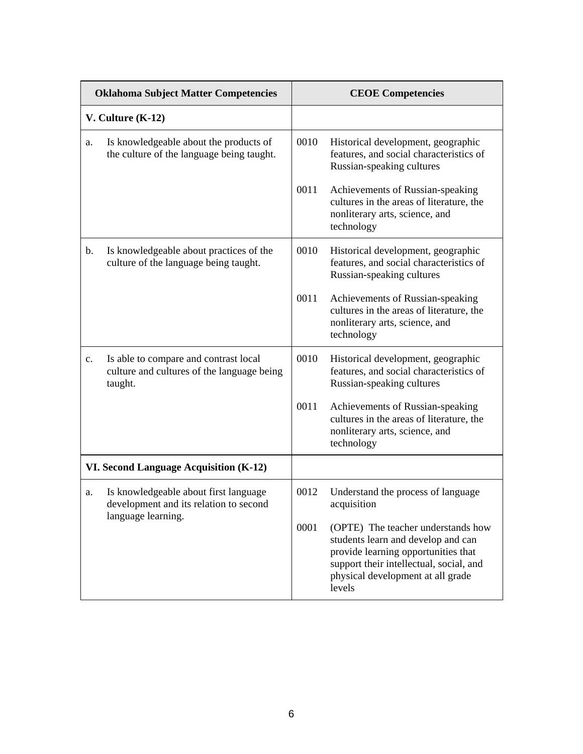| Oklahoma Subject Matter Competencies | CEOE Competencies |
|---|---|
| **V. Culture (K-12)** | |
| a. Is knowledgeable about the products of the culture of the language being taught. | 0010 Historical development, geographic features, and social characteristics of Russian-speaking cultures<br><br>0011 Achievements of Russian-speaking cultures in the areas of literature, the nonliterary arts, science, and technology |
| b. Is knowledgeable about practices of the culture of the language being taught. | 0010 Historical development, geographic features, and social characteristics of Russian-speaking cultures<br><br>0011 Achievements of Russian-speaking cultures in the areas of literature, the nonliterary arts, science, and technology |
| c. Is able to compare and contrast local culture and cultures of the language being taught. | 0010 Historical development, geographic features, and social characteristics of Russian-speaking cultures<br><br>0011 Achievements of Russian-speaking cultures in the areas of literature, the nonliterary arts, science, and technology |
| **VI. Second Language Acquisition (K-12)** | |
| a. Is knowledgeable about first language development and its relation to second language learning. | 0012 Understand the process of language acquisition<br><br>0001 (OPTE) The teacher understands how students learn and develop and can provide learning opportunities that support their intellectual, social, and physical development at all grade levels |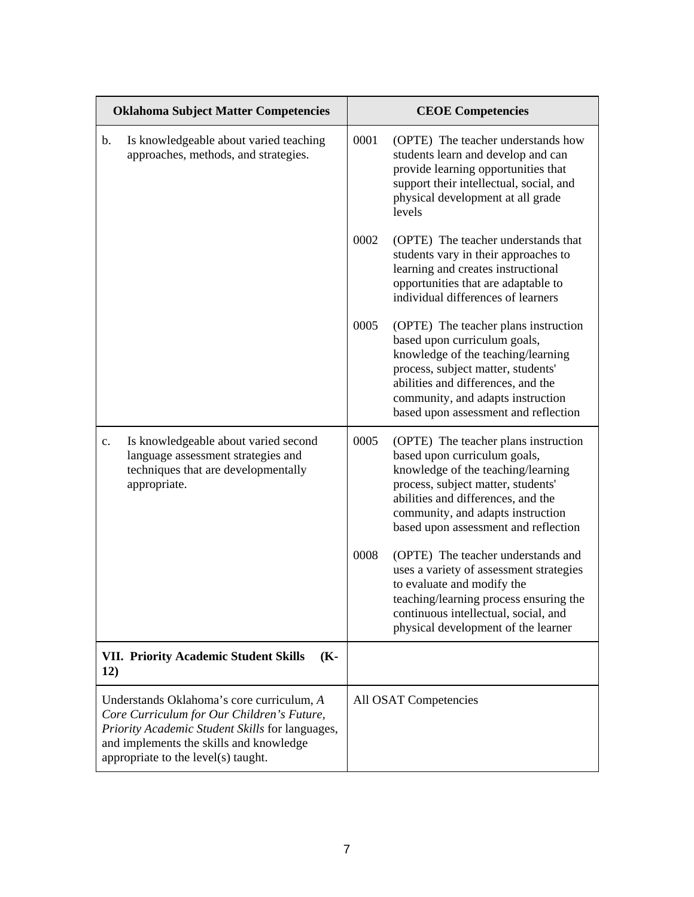| Oklahoma Subject Matter Competencies | CEOE Competencies |
|---|---|
| b. Is knowledgeable about varied teaching approaches, methods, and strategies. | 0001 (OPTE) The teacher understands how students learn and develop and can provide learning opportunities that support their intellectual, social, and physical development at all grade levels<br><br>0002 (OPTE) The teacher understands that students vary in their approaches to learning and creates instructional opportunities that are adaptable to individual differences of learners<br><br>0005 (OPTE) The teacher plans instruction based upon curriculum goals, knowledge of the teaching/learning process, subject matter, students' abilities and differences, and the community, and adapts instruction based upon assessment and reflection |
| c. Is knowledgeable about varied second language assessment strategies and techniques that are developmentally appropriate. | 0005 (OPTE) The teacher plans instruction based upon curriculum goals, knowledge of the teaching/learning process, subject matter, students' abilities and differences, and the community, and adapts instruction based upon assessment and reflection<br><br>0008 (OPTE) The teacher understands and uses a variety of assessment strategies to evaluate and modify the teaching/learning process ensuring the continuous intellectual, social, and physical development of the learner |
| **VII. Priority Academic Student Skills (K-12)** | |
| Understands Oklahoma's core curriculum, *A Core Curriculum for Our Children's Future, Priority Academic Student Skills* for languages, and implements the skills and knowledge appropriate to the level(s) taught. | All OSAT Competencies |